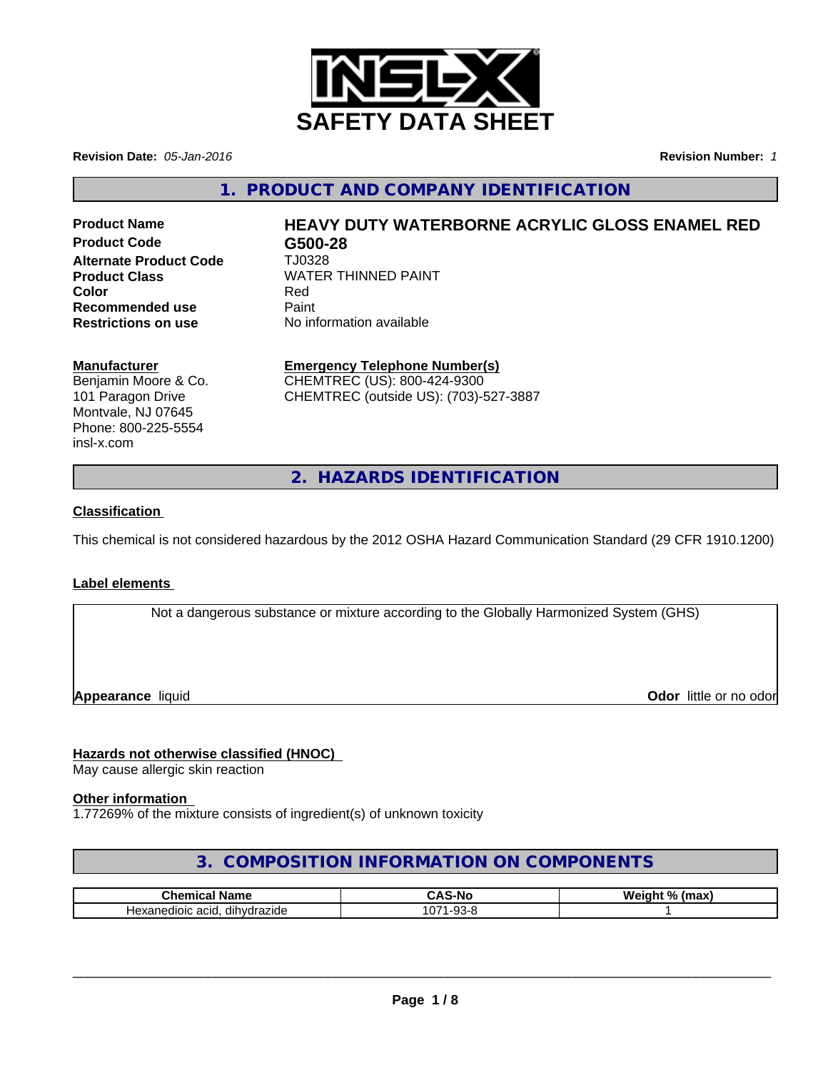# SAFETY DATA SHEET

**Revision Date:** *05-Jan-2016*

**Revision Number:** *1*

## 1. PRODUCT AND COMPANY IDENTIFICATION

| | |
|---|---|
| **Product Name** | **HEAVY DUTY WATERBORNE ACRYLIC GLOSS ENAMEL RED** |
| **Product Code** | **G500-28** |
| **Alternate Product Code** | TJ0328 |
| **Product Class** | WATER THINNED PAINT |
| **Color** | Red |
| **Recommended use** | Paint |
| **Restrictions on use** | No information available |

**Manufacturer**
Benjamin Moore & Co.
101 Paragon Drive
Montvale, NJ 07645
Phone: 800-225-5554
insl-x.com

**Emergency Telephone Number(s)**
CHEMTREC (US): 800-424-9300
CHEMTREC (outside US): (703)-527-3887

## 2. HAZARDS IDENTIFICATION

### Classification

This chemical is not considered hazardous by the 2012 OSHA Hazard Communication Standard (29 CFR 1910.1200)

### Label elements

Not a dangerous substance or mixture according to the Globally Harmonized System (GHS)

**Appearance** liquid

**Odor** little or no odor

### Hazards not otherwise classified (HNOC)

May cause allergic skin reaction

### Other information

1.77269% of the mixture consists of ingredient(s) of unknown toxicity

## 3. COMPOSITION INFORMATION ON COMPONENTS

| Chemical Name | CAS-No | Weight % (max) |
|---|---|---|
| Hexanedioic acid, dihydrazide | 1071-93-8 | 1 |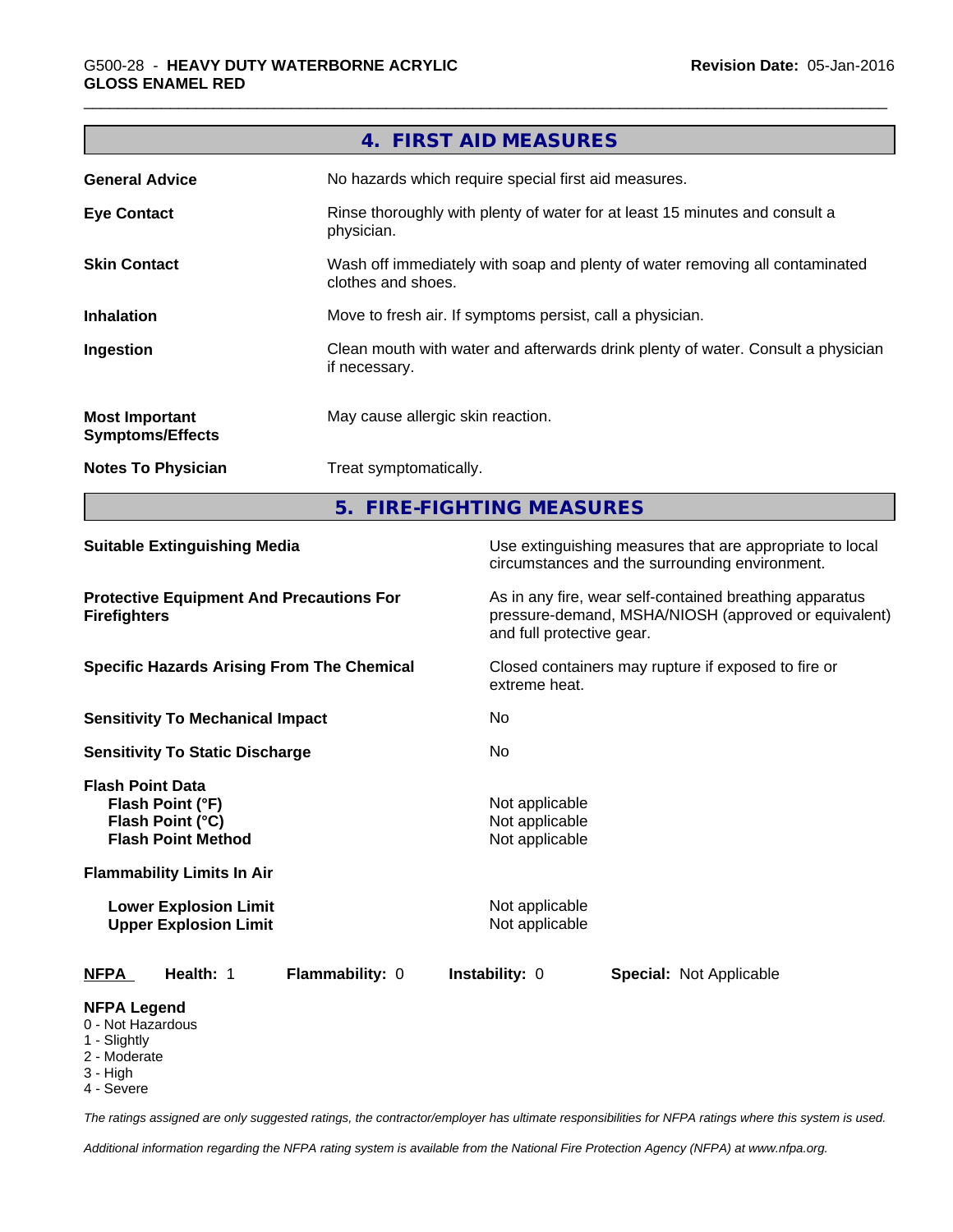## 4. FIRST AID MEASURES

| | |
|---|---|
| **General Advice** | No hazards which require special first aid measures. |
| **Eye Contact** | Rinse thoroughly with plenty of water for at least 15 minutes and consult a physician. |
| **Skin Contact** | Wash off immediately with soap and plenty of water removing all contaminated clothes and shoes. |
| **Inhalation** | Move to fresh air. If symptoms persist, call a physician. |
| **Ingestion** | Clean mouth with water and afterwards drink plenty of water. Consult a physician if necessary. |
| **Most Important Symptoms/Effects** | May cause allergic skin reaction. |
| **Notes To Physician** | Treat symptomatically. |

## 5. FIRE-FIGHTING MEASURES

| | |
|---|---|
| **Suitable Extinguishing Media** | Use extinguishing measures that are appropriate to local circumstances and the surrounding environment. |
| **Protective Equipment And Precautions For Firefighters** | As in any fire, wear self-contained breathing apparatus pressure-demand, MSHA/NIOSH (approved or equivalent) and full protective gear. |
| **Specific Hazards Arising From The Chemical** | Closed containers may rupture if exposed to fire or extreme heat. |
| **Sensitivity To Mechanical Impact** | No |
| **Sensitivity To Static Discharge** | No |
| **Flash Point Data** | |
| **Flash Point (°F)** | Not applicable |
| **Flash Point (°C)** | Not applicable |
| **Flash Point Method** | Not applicable |
| **Flammability Limits In Air** | |
| **Lower Explosion Limit** | Not applicable |
| **Upper Explosion Limit** | Not applicable |

**NFPA** **Health:** 1 **Flammability:** 0 **Instability:** 0 **Special:** Not Applicable

**NFPA Legend**
- 0 - Not Hazardous
- 1 - Slightly
- 2 - Moderate
- 3 - High
- 4 - Severe

*The ratings assigned are only suggested ratings, the contractor/employer has ultimate responsibilities for NFPA ratings where this system is used.*

*Additional information regarding the NFPA rating system is available from the National Fire Protection Agency (NFPA) at www.nfpa.org.*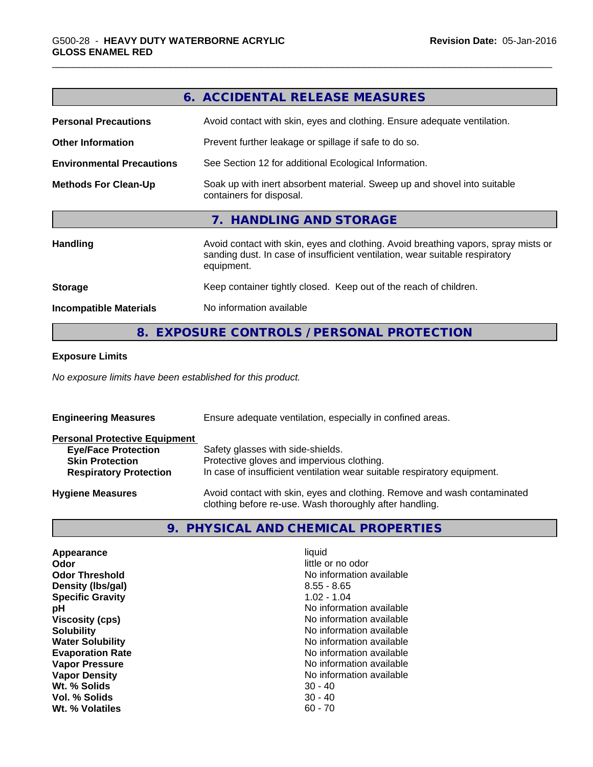## 6. ACCIDENTAL RELEASE MEASURES

| | |
|---|---|
| **Personal Precautions** | Avoid contact with skin, eyes and clothing. Ensure adequate ventilation. |
| **Other Information** | Prevent further leakage or spillage if safe to do so. |
| **Environmental Precautions** | See Section 12 for additional Ecological Information. |
| **Methods For Clean-Up** | Soak up with inert absorbent material. Sweep up and shovel into suitable containers for disposal. |

## 7. HANDLING AND STORAGE

| | |
|---|---|
| **Handling** | Avoid contact with skin, eyes and clothing. Avoid breathing vapors, spray mists or sanding dust. In case of insufficient ventilation, wear suitable respiratory equipment. |
| **Storage** | Keep container tightly closed. Keep out of the reach of children. |
| **Incompatible Materials** | No information available |

## 8. EXPOSURE CONTROLS / PERSONAL PROTECTION

**Exposure Limits**

*No exposure limits have been established for this product.*

**Engineering Measures** Ensure adequate ventilation, especially in confined areas.

**Personal Protective Equipment**

| | |
|---|---|
| **Eye/Face Protection** | Safety glasses with side-shields. |
| **Skin Protection** | Protective gloves and impervious clothing. |
| **Respiratory Protection** | In case of insufficient ventilation wear suitable respiratory equipment. |

**Hygiene Measures** Avoid contact with skin, eyes and clothing. Remove and wash contaminated clothing before re-use. Wash thoroughly after handling.

## 9. PHYSICAL AND CHEMICAL PROPERTIES

| | |
|---|---|
| **Appearance** | liquid |
| **Odor** | little or no odor |
| **Odor Threshold** | No information available |
| **Density (lbs/gal)** | 8.55 - 8.65 |
| **Specific Gravity** | 1.02 - 1.04 |
| **pH** | No information available |
| **Viscosity (cps)** | No information available |
| **Solubility** | No information available |
| **Water Solubility** | No information available |
| **Evaporation Rate** | No information available |
| **Vapor Pressure** | No information available |
| **Vapor Density** | No information available |
| **Wt. % Solids** | 30 - 40 |
| **Vol. % Solids** | 30 - 40 |
| **Wt. % Volatiles** | 60 - 70 |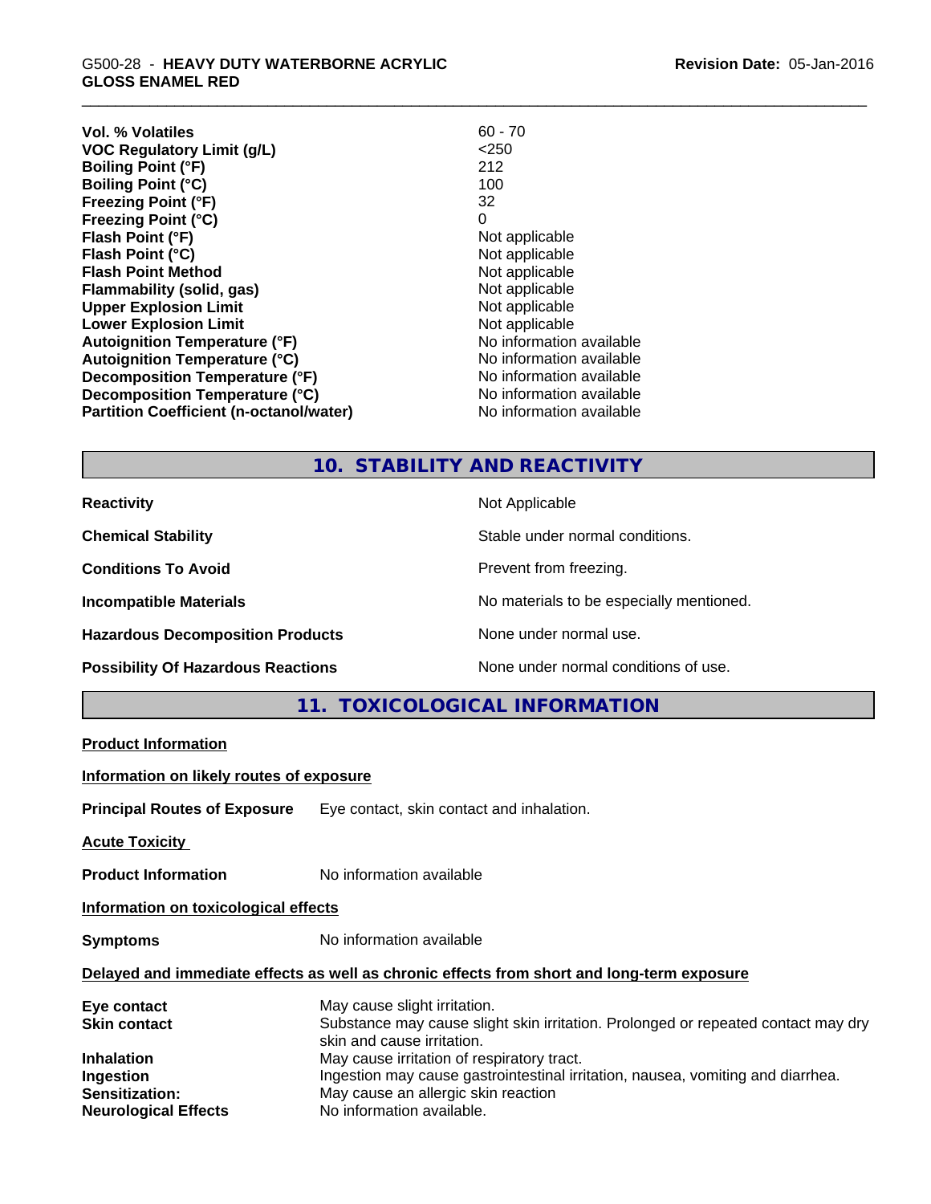| | |
|---|---|
| **Vol. % Volatiles** | 60 - 70 |
| **VOC Regulatory Limit (g/L)** | <250 |
| **Boiling Point (°F)** | 212 |
| **Boiling Point (°C)** | 100 |
| **Freezing Point (°F)** | 32 |
| **Freezing Point (°C)** | 0 |
| **Flash Point (°F)** | Not applicable |
| **Flash Point (°C)** | Not applicable |
| **Flash Point Method** | Not applicable |
| **Flammability (solid, gas)** | Not applicable |
| **Upper Explosion Limit** | Not applicable |
| **Lower Explosion Limit** | Not applicable |
| **Autoignition Temperature (°F)** | No information available |
| **Autoignition Temperature (°C)** | No information available |
| **Decomposition Temperature (°F)** | No information available |
| **Decomposition Temperature (°C)** | No information available |
| **Partition Coefficient (n-octanol/water)** | No information available |

## 10. STABILITY AND REACTIVITY

| | |
|---|---|
| **Reactivity** | Not Applicable |
| **Chemical Stability** | Stable under normal conditions. |
| **Conditions To Avoid** | Prevent from freezing. |
| **Incompatible Materials** | No materials to be especially mentioned. |
| **Hazardous Decomposition Products** | None under normal use. |
| **Possibility Of Hazardous Reactions** | None under normal conditions of use. |

## 11. TOXICOLOGICAL INFORMATION

**Product Information**

**Information on likely routes of exposure**

**Principal Routes of Exposure** Eye contact, skin contact and inhalation.

**Acute Toxicity**

**Product Information** No information available

**Information on toxicological effects**

**Symptoms** No information available

**Delayed and immediate effects as well as chronic effects from short and long-term exposure**

| | |
|---|---|
| **Eye contact** | May cause slight irritation. |
| **Skin contact** | Substance may cause slight skin irritation. Prolonged or repeated contact may dry skin and cause irritation. |
| **Inhalation** | May cause irritation of respiratory tract. |
| **Ingestion** | Ingestion may cause gastrointestinal irritation, nausea, vomiting and diarrhea. |
| **Sensitization:** | May cause an allergic skin reaction |
| **Neurological Effects** | No information available. |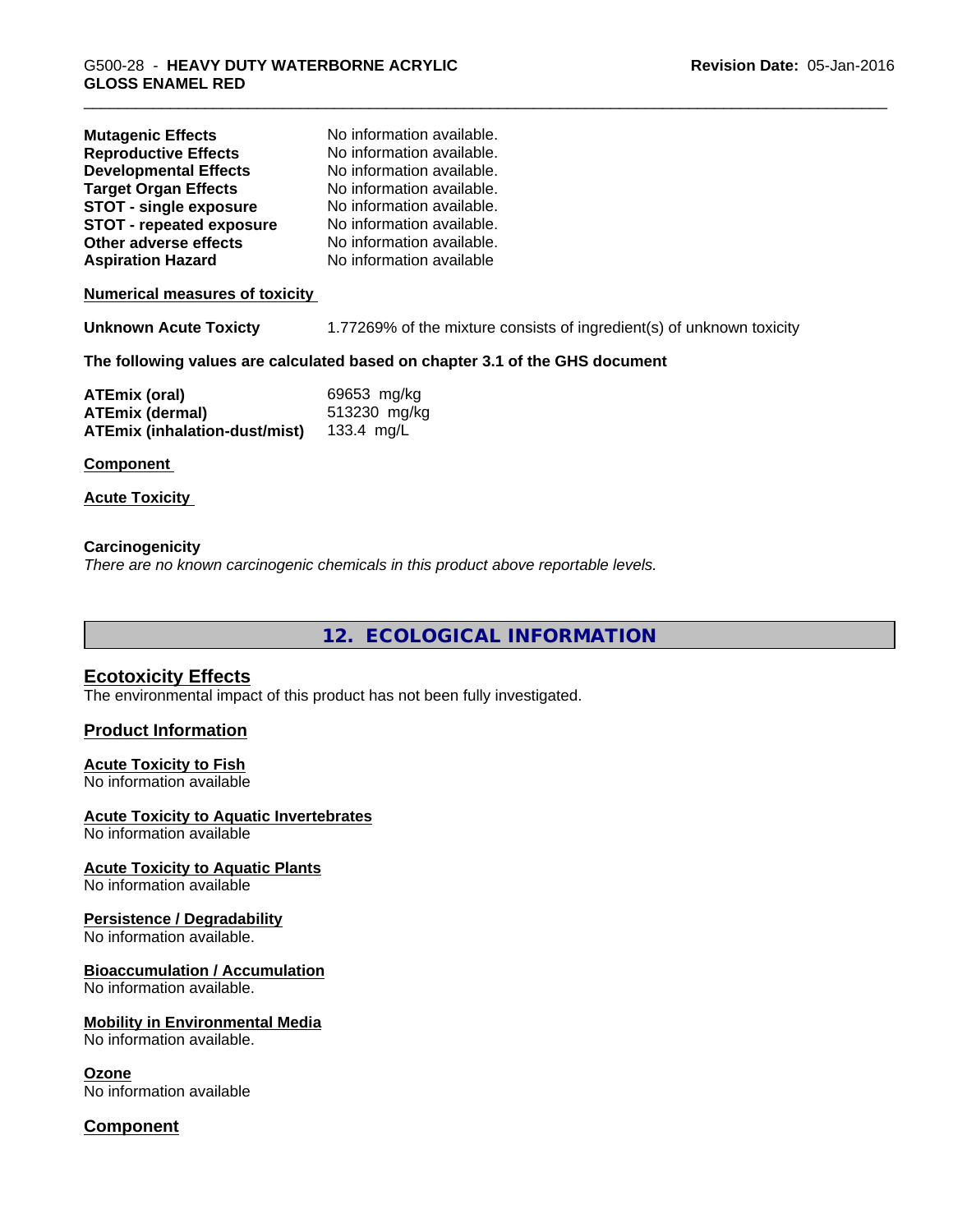| | |
|---|---|
| **Mutagenic Effects** | No information available. |
| **Reproductive Effects** | No information available. |
| **Developmental Effects** | No information available. |
| **Target Organ Effects** | No information available. |
| **STOT - single exposure** | No information available. |
| **STOT - repeated exposure** | No information available. |
| **Other adverse effects** | No information available. |
| **Aspiration Hazard** | No information available |

**Numerical measures of toxicity**

**Unknown Acute Toxicty** 1.77269% of the mixture consists of ingredient(s) of unknown toxicity

**The following values are calculated based on chapter 3.1 of the GHS document**

| | |
|---|---|
| **ATEmix (oral)** | 69653 mg/kg |
| **ATEmix (dermal)** | 513230 mg/kg |
| **ATEmix (inhalation-dust/mist)** | 133.4 mg/L |

**Component**

**Acute Toxicity**

**Carcinogenicity**

*There are no known carcinogenic chemicals in this product above reportable levels.*

## 12. ECOLOGICAL INFORMATION

### Ecotoxicity Effects

The environmental impact of this product has not been fully investigated.

### Product Information

**Acute Toxicity to Fish**

No information available

**Acute Toxicity to Aquatic Invertebrates**

No information available

**Acute Toxicity to Aquatic Plants**

No information available

**Persistence / Degradability**

No information available.

**Bioaccumulation / Accumulation**

No information available.

**Mobility in Environmental Media**

No information available.

**Ozone**

No information available

### Component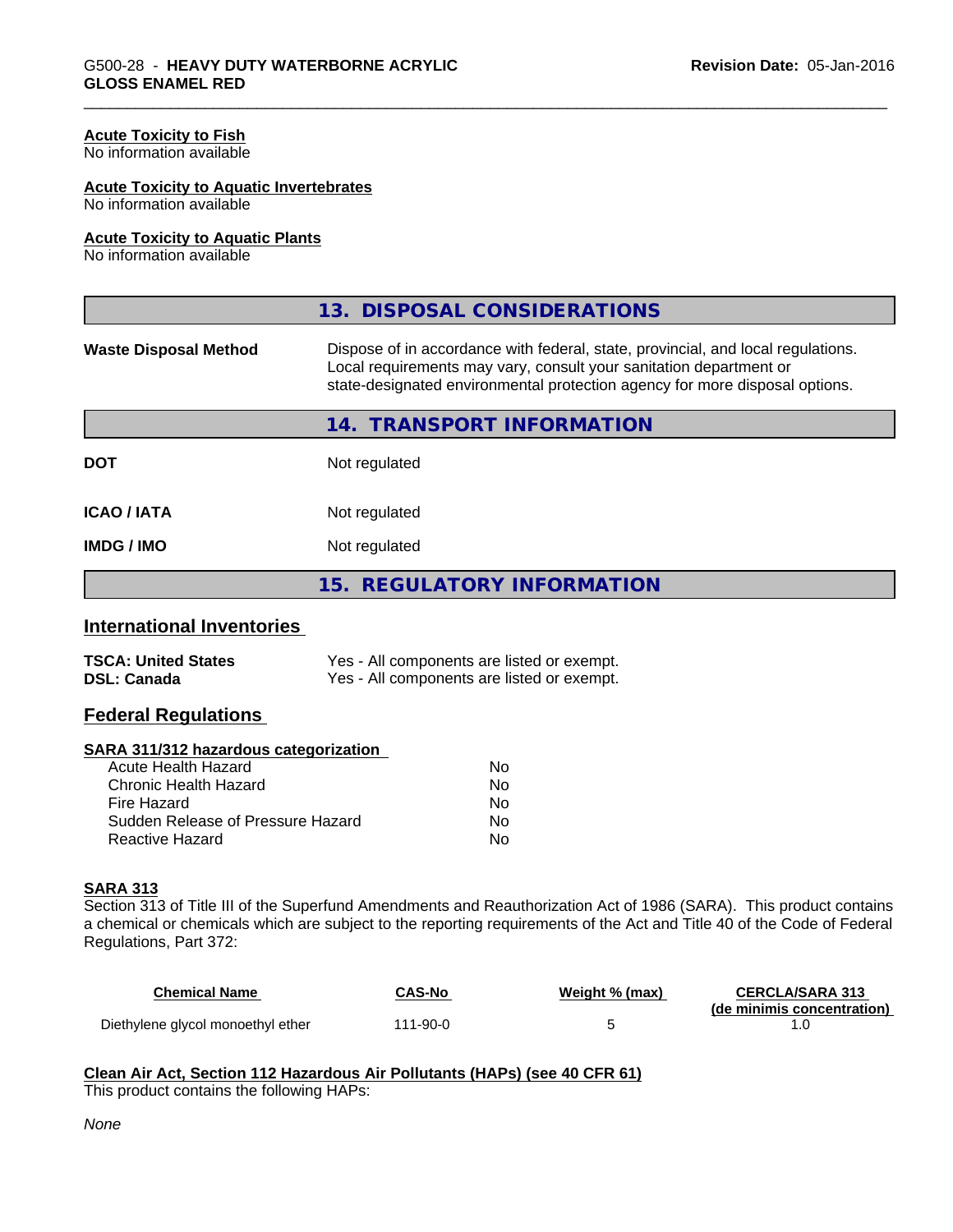### Acute Toxicity to Fish
No information available

### Acute Toxicity to Aquatic Invertebrates
No information available

### Acute Toxicity to Aquatic Plants
No information available

## 13. DISPOSAL CONSIDERATIONS

| | |
|---|---|
| **Waste Disposal Method** | Dispose of in accordance with federal, state, provincial, and local regulations. Local requirements may vary, consult your sanitation department or state-designated environmental protection agency for more disposal options. |

## 14. TRANSPORT INFORMATION

| | |
|---|---|
| **DOT** | Not regulated |
| **ICAO / IATA** | Not regulated |
| **IMDG / IMO** | Not regulated |

## 15. REGULATORY INFORMATION

### International Inventories

| | |
|---|---|
| **TSCA: United States** | Yes - All components are listed or exempt. |
| **DSL: Canada** | Yes - All components are listed or exempt. |

### Federal Regulations

#### SARA 311/312 hazardous categorization

| | |
|---|---|
| Acute Health Hazard | No |
| Chronic Health Hazard | No |
| Fire Hazard | No |
| Sudden Release of Pressure Hazard | No |
| Reactive Hazard | No |

#### SARA 313
Section 313 of Title III of the Superfund Amendments and Reauthorization Act of 1986 (SARA). This product contains a chemical or chemicals which are subject to the reporting requirements of the Act and Title 40 of the Code of Federal Regulations, Part 372:

| Chemical Name | CAS-No | Weight % (max) | CERCLA/SARA 313 (de minimis concentration) |
|---|---|---|---|
| Diethylene glycol monoethyl ether | 111-90-0 | 5 | 1.0 |

#### Clean Air Act, Section 112 Hazardous Air Pollutants (HAPs) (see 40 CFR 61)
This product contains the following HAPs:

*None*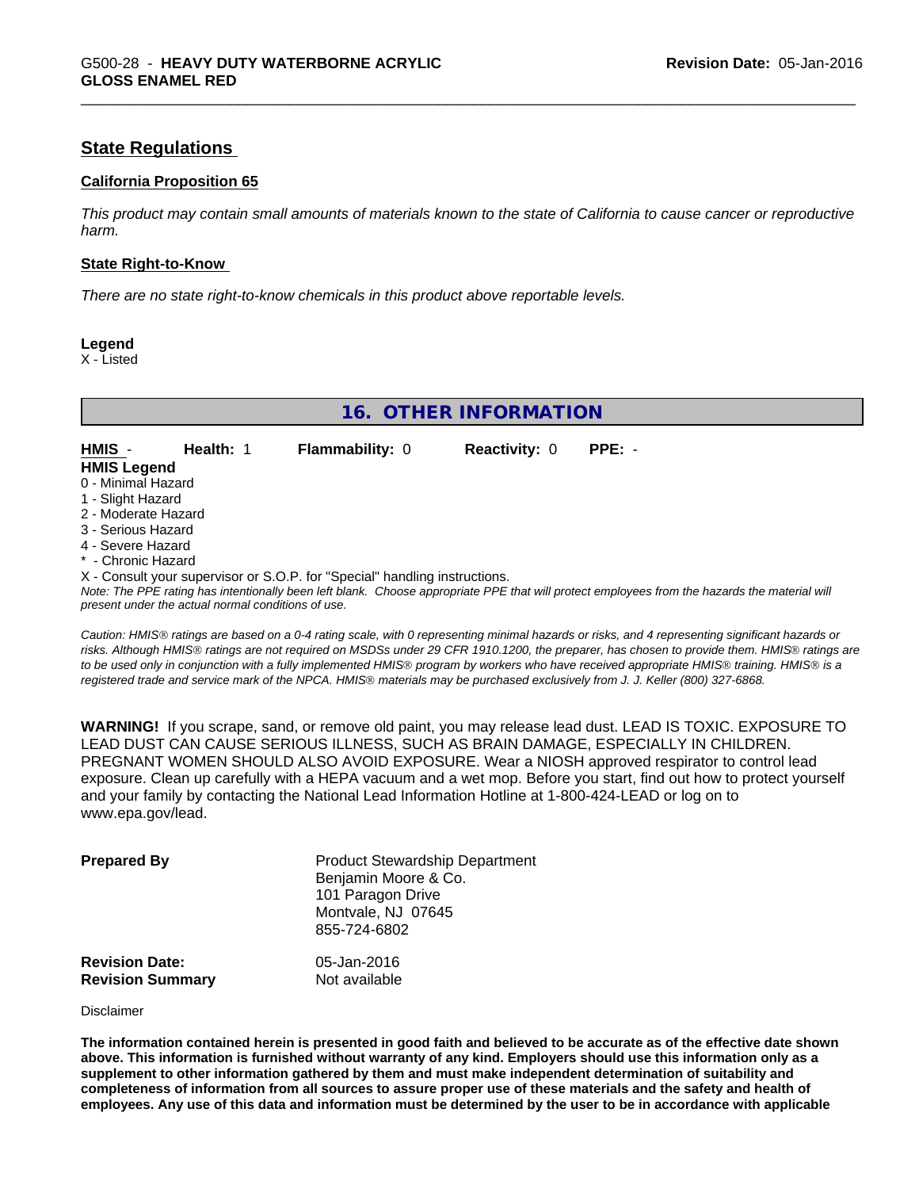## State Regulations

**California Proposition 65**

*This product may contain small amounts of materials known to the state of California to cause cancer or reproductive harm.*

**State Right-to-Know**

*There are no state right-to-know chemicals in this product above reportable levels.*

**Legend**
X - Listed

## 16. OTHER INFORMATION

| **HMIS** - | **Health:** 1 | **Flammability:** 0 | **Reactivity:** 0 | **PPE:** - |
|---|---|---|---|---|

**HMIS Legend**
0 - Minimal Hazard
1 - Slight Hazard
2 - Moderate Hazard
3 - Serious Hazard
4 - Severe Hazard
* - Chronic Hazard
X - Consult your supervisor or S.O.P. for "Special" handling instructions.
*Note: The PPE rating has intentionally been left blank. Choose appropriate PPE that will protect employees from the hazards the material will present under the actual normal conditions of use.*

*Caution: HMIS® ratings are based on a 0-4 rating scale, with 0 representing minimal hazards or risks, and 4 representing significant hazards or risks. Although HMIS® ratings are not required on MSDSs under 29 CFR 1910.1200, the preparer, has chosen to provide them. HMIS® ratings are to be used only in conjunction with a fully implemented HMIS® program by workers who have received appropriate HMIS® training. HMIS® is a registered trade and service mark of the NPCA. HMIS® materials may be purchased exclusively from J. J. Keller (800) 327-6868.*

**WARNING!** If you scrape, sand, or remove old paint, you may release lead dust. LEAD IS TOXIC. EXPOSURE TO LEAD DUST CAN CAUSE SERIOUS ILLNESS, SUCH AS BRAIN DAMAGE, ESPECIALLY IN CHILDREN. PREGNANT WOMEN SHOULD ALSO AVOID EXPOSURE. Wear a NIOSH approved respirator to control lead exposure. Clean up carefully with a HEPA vacuum and a wet mop. Before you start, find out how to protect yourself and your family by contacting the National Lead Information Hotline at 1-800-424-LEAD or log on to www.epa.gov/lead.

**Prepared By**
Product Stewardship Department
Benjamin Moore & Co.
101 Paragon Drive
Montvale, NJ 07645
855-724-6802

**Revision Date:** 05-Jan-2016
**Revision Summary** Not available

Disclaimer

**The information contained herein is presented in good faith and believed to be accurate as of the effective date shown above. This information is furnished without warranty of any kind. Employers should use this information only as a supplement to other information gathered by them and must make independent determination of suitability and completeness of information from all sources to assure proper use of these materials and the safety and health of employees. Any use of this data and information must be determined by the user to be in accordance with applicable**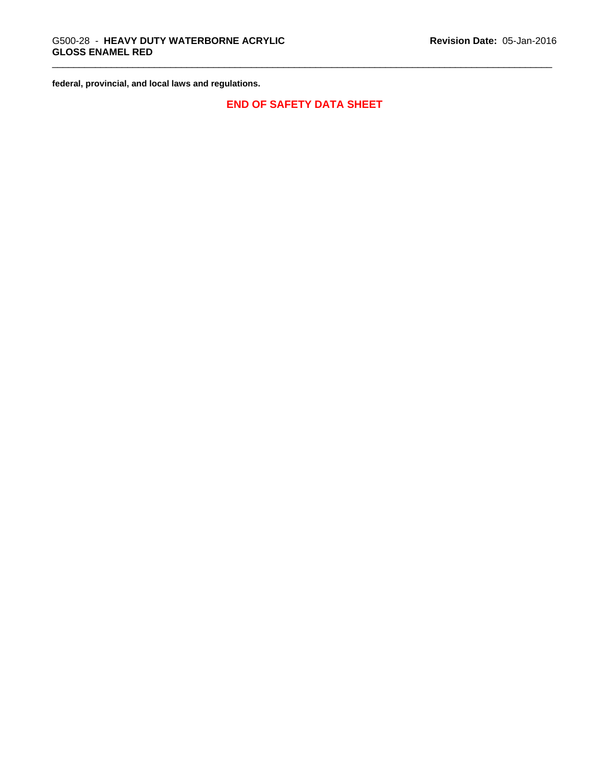**federal, provincial, and local laws and regulations.**

**END OF SAFETY DATA SHEET**